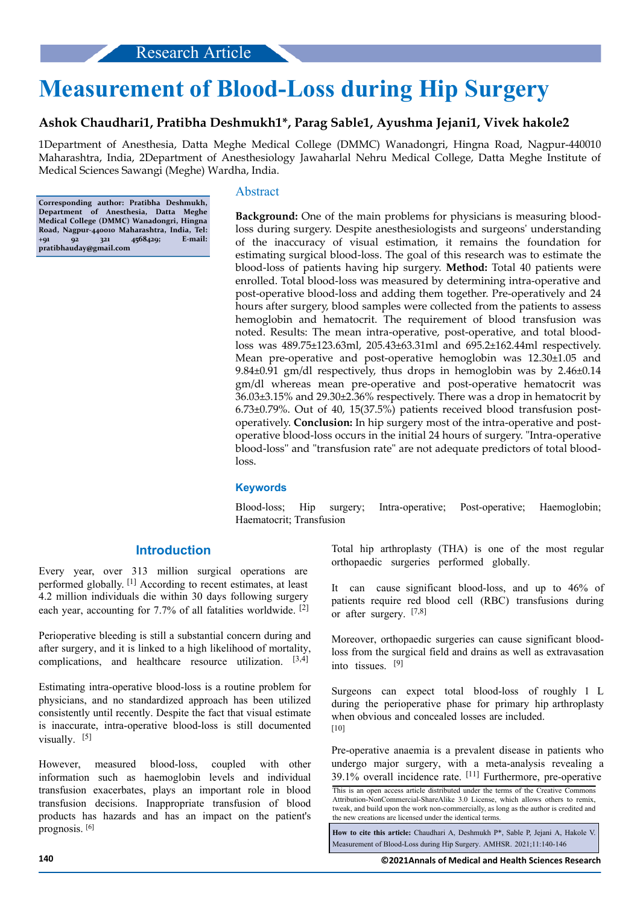Research Article

# Measurement of Blood-Loss during Hip Surgery

**Ashok Chaudhari1, Pratibha Deshmukh1*, Parag Sable1, Ayushma Jejani1, Vivek hakole2**

1Department of Anesthesia, Datta Meghe Medical College (DMMC) Wanadongri, Hingna Road, Nagpur-440010 Maharashtra, India, 2Department of Anesthesiology Jawaharlal Nehru Medical College, Datta Meghe Institute of Medical Sciences Sawangi (Meghe) Wardha, India.

**Corresponding author: Pratibha Deshmukh, Department of Anesthesia, Datta Meghe Medical College (DMMC) Wanadongri, Hingna Road, Nagpur-440010 Maharashtra, India, Tel: +91 92 321 4568429; E-mail: pratibhauday@gmail.com**

## Abstract

**Background:** One of the main problems for physicians is measuring blood-loss during surgery. Despite anesthesiologists and surgeons' understanding of the inaccuracy of visual estimation, it remains the foundation for estimating surgical blood-loss. The goal of this research was to estimate the blood-loss of patients having hip surgery. **Method:** Total 40 patients were enrolled. Total blood-loss was measured by determining intra-operative and post-operative blood-loss and adding them together. Pre-operatively and 24 hours after surgery, blood samples were collected from the patients to assess hemoglobin and hematocrit. The requirement of blood transfusion was noted. Results: The mean intra-operative, post-operative, and total blood-loss was 489.75±123.63ml, 205.43±63.31ml and 695.2±162.44ml respectively. Mean pre-operative and post-operative hemoglobin was 12.30±1.05 and 9.84±0.91 gm/dl respectively, thus drops in hemoglobin was by 2.46±0.14 gm/dl whereas mean pre-operative and post-operative hematocrit was 36.03±3.15% and 29.30±2.36% respectively. There was a drop in hematocrit by 6.73±0.79%. Out of 40, 15(37.5%) patients received blood transfusion post-operatively. **Conclusion:** In hip surgery most of the intra-operative and post-operative blood-loss occurs in the initial 24 hours of surgery. "Intra-operative blood-loss" and "transfusion rate" are not adequate predictors of total blood-loss.

### Keywords

Blood-loss; Hip surgery; Intra-operative; Post-operative; Haemoglobin; Haematocrit; Transfusion

## Introduction

Every year, over 313 million surgical operations are performed globally. [1] According to recent estimates, at least 4.2 million individuals die within 30 days following surgery each year, accounting for 7.7% of all fatalities worldwide. [2]

Perioperative bleeding is still a substantial concern during and after surgery, and it is linked to a high likelihood of mortality, complications, and healthcare resource utilization. [3,4]

Estimating intra-operative blood-loss is a routine problem for physicians, and no standardized approach has been utilized consistently until recently. Despite the fact that visual estimate is inaccurate, intra-operative blood-loss is still documented visually. [5]

However, measured blood-loss, coupled with other information such as haemoglobin levels and individual transfusion exacerbates, plays an important role in blood transfusion decisions. Inappropriate transfusion of blood products has hazards and has an impact on the patient's prognosis. [6]

Total hip arthroplasty (THA) is one of the most regular orthopaedic surgeries performed globally.

It can cause significant blood-loss, and up to 46% of patients require red blood cell (RBC) transfusions during or after surgery. [7,8]

Moreover, orthopaedic surgeries can cause significant blood-loss from the surgical field and drains as well as extravasation into tissues. [9]

Surgeons can expect total blood-loss of roughly 1 L during the perioperative phase for primary hip arthroplasty when obvious and concealed losses are included. [10]

Pre-operative anaemia is a prevalent disease in patients who undergo major surgery, with a meta-analysis revealing a 39.1% overall incidence rate. [11] Furthermore, pre-operative

This is an open access article distributed under the terms of the Creative Commons Attribution-NonCommercial-ShareAlike 3.0 License, which allows others to remix, tweak, and build upon the work non-commercially, as long as the author is credited and the new creations are licensed under the identical terms.

**How to cite this article:** Chaudhari A, Deshmukh P*, Sable P, Jejani A, Hakole V. Measurement of Blood-Loss during Hip Surgery. AMHSR. 2021;11:140-146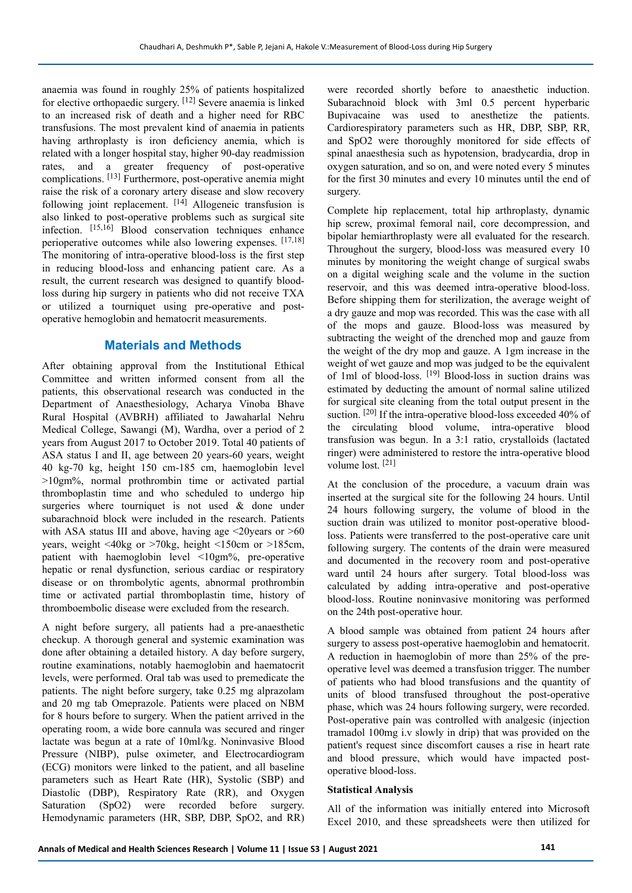anaemia was found in roughly 25% of patients hospitalized for elective orthopaedic surgery. [12] Severe anaemia is linked to an increased risk of death and a higher need for RBC transfusions. The most prevalent kind of anaemia in patients having arthroplasty is iron deficiency anemia, which is related with a longer hospital stay, higher 90-day readmission rates, and a greater frequency of post-operative complications. [13] Furthermore, post-operative anemia might raise the risk of a coronary artery disease and slow recovery following joint replacement. [14] Allogeneic transfusion is also linked to post-operative problems such as surgical site infection. [15,16] Blood conservation techniques enhance perioperative outcomes while also lowering expenses. [17,18] The monitoring of intra-operative blood-loss is the first step in reducing blood-loss and enhancing patient care. As a result, the current research was designed to quantify blood-loss during hip surgery in patients who did not receive TXA or utilized a tourniquet using pre-operative and post-operative hemoglobin and hematocrit measurements.

## Materials and Methods

After obtaining approval from the Institutional Ethical Committee and written informed consent from all the patients, this observational research was conducted in the Department of Anaesthesiology, Acharya Vinoba Bhave Rural Hospital (AVBRH) affiliated to Jawaharlal Nehru Medical College, Sawangi (M), Wardha, over a period of 2 years from August 2017 to October 2019. Total 40 patients of ASA status I and II, age between 20 years-60 years, weight 40 kg-70 kg, height 150 cm-185 cm, haemoglobin level >10gm%, normal prothrombin time or activated partial thromboplastin time and who scheduled to undergo hip surgeries where tourniquet is not used & done under subarachnoid block were included in the research. Patients with ASA status III and above, having age <20years or >60 years, weight <40kg or >70kg, height <150cm or >185cm, patient with haemoglobin level <10gm%, pre-operative hepatic or renal dysfunction, serious cardiac or respiratory disease or on thrombolytic agents, abnormal prothrombin time or activated partial thromboplastin time, history of thromboembolic disease were excluded from the research.

A night before surgery, all patients had a pre-anaesthetic checkup. A thorough general and systemic examination was done after obtaining a detailed history. A day before surgery, routine examinations, notably haemoglobin and haematocrit levels, were performed. Oral tab was used to premedicate the patients. The night before surgery, take 0.25 mg alprazolam and 20 mg tab Omeprazole. Patients were placed on NBM for 8 hours before to surgery. When the patient arrived in the operating room, a wide bore cannula was secured and ringer lactate was begun at a rate of 10ml/kg. Noninvasive Blood Pressure (NIBP), pulse oximeter, and Electrocardiogram (ECG) monitors were linked to the patient, and all baseline parameters such as Heart Rate (HR), Systolic (SBP) and Diastolic (DBP), Respiratory Rate (RR), and Oxygen Saturation (SpO2) were recorded before surgery. Hemodynamic parameters (HR, SBP, DBP, SpO2, and RR) were recorded shortly before to anaesthetic induction. Subarachnoid block with 3ml 0.5 percent hyperbaric Bupivacaine was used to anesthetize the patients. Cardiorespiratory parameters such as HR, DBP, SBP, RR, and SpO2 were thoroughly monitored for side effects of spinal anaesthesia such as hypotension, bradycardia, drop in oxygen saturation, and so on, and were noted every 5 minutes for the first 30 minutes and every 10 minutes until the end of surgery.

Complete hip replacement, total hip arthroplasty, dynamic hip screw, proximal femoral nail, core decompression, and bipolar hemiarthroplasty were all evaluated for the research. Throughout the surgery, blood-loss was measured every 10 minutes by monitoring the weight change of surgical swabs on a digital weighing scale and the volume in the suction reservoir, and this was deemed intra-operative blood-loss. Before shipping them for sterilization, the average weight of a dry gauze and mop was recorded. This was the case with all of the mops and gauze. Blood-loss was measured by subtracting the weight of the drenched mop and gauze from the weight of the dry mop and gauze. A 1gm increase in the weight of wet gauze and mop was judged to be the equivalent of 1ml of blood-loss. [19] Blood-loss in suction drains was estimated by deducting the amount of normal saline utilized for surgical site cleaning from the total output present in the suction. [20] If the intra-operative blood-loss exceeded 40% of the circulating blood volume, intra-operative blood transfusion was begun. In a 3:1 ratio, crystalloids (lactated ringer) were administered to restore the intra-operative blood volume lost. [21]

At the conclusion of the procedure, a vacuum drain was inserted at the surgical site for the following 24 hours. Until 24 hours following surgery, the volume of blood in the suction drain was utilized to monitor post-operative blood-loss. Patients were transferred to the post-operative care unit following surgery. The contents of the drain were measured and documented in the recovery room and post-operative ward until 24 hours after surgery. Total blood-loss was calculated by adding intra-operative and post-operative blood-loss. Routine noninvasive monitoring was performed on the 24th post-operative hour.

A blood sample was obtained from patient 24 hours after surgery to assess post-operative haemoglobin and hematocrit. A reduction in haemoglobin of more than 25% of the pre-operative level was deemed a transfusion trigger. The number of patients who had blood transfusions and the quantity of units of blood transfused throughout the post-operative phase, which was 24 hours following surgery, were recorded. Post-operative pain was controlled with analgesic (injection tramadol 100mg i.v slowly in drip) that was provided on the patient's request since discomfort causes a rise in heart rate and blood pressure, which would have impacted post-operative blood-loss.

### Statistical Analysis

All of the information was initially entered into Microsoft Excel 2010, and these spreadsheets were then utilized for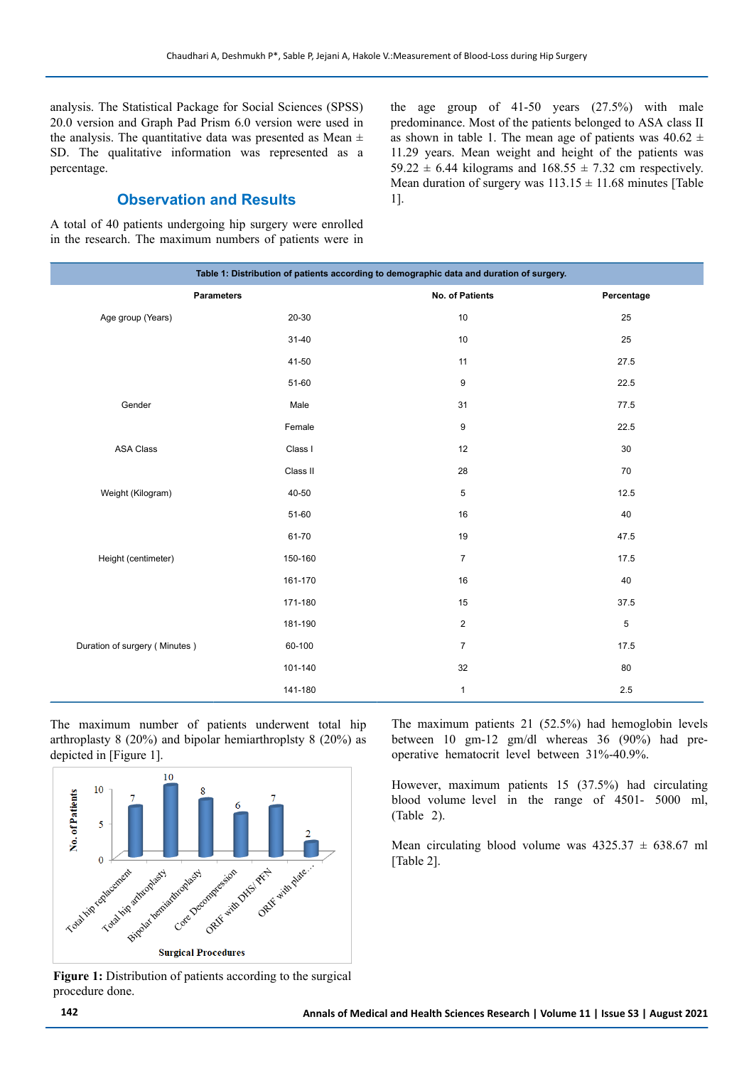analysis. The Statistical Package for Social Sciences (SPSS) 20.0 version and Graph Pad Prism 6.0 version were used in the analysis. The quantitative data was presented as Mean ± SD. The qualitative information was represented as a percentage.

## Observation and Results

A total of 40 patients undergoing hip surgery were enrolled in the research. The maximum numbers of patients were in the age group of 41-50 years (27.5%) with male predominance. Most of the patients belonged to ASA class II as shown in table 1. The mean age of patients was 40.62 ± 11.29 years. Mean weight and height of the patients was 59.22 ± 6.44 kilograms and 168.55 ± 7.32 cm respectively. Mean duration of surgery was 113.15 ± 11.68 minutes [Table 1].

**Table 1: Distribution of patients according to demographic data and duration of surgery.**

| Parameters | | No. of Patients | Percentage |
|---|---|---|---|
| Age group (Years) | 20-30 | 10 | 25 |
| | 31-40 | 10 | 25 |
| | 41-50 | 11 | 27.5 |
| | 51-60 | 9 | 22.5 |
| Gender | Male | 31 | 77.5 |
| | Female | 9 | 22.5 |
| ASA Class | Class I | 12 | 30 |
| | Class II | 28 | 70 |
| Weight (Kilogram) | 40-50 | 5 | 12.5 |
| | 51-60 | 16 | 40 |
| | 61-70 | 19 | 47.5 |
| Height (centimeter) | 150-160 | 7 | 17.5 |
| | 161-170 | 16 | 40 |
| | 171-180 | 15 | 37.5 |
| | 181-190 | 2 | 5 |
| Duration of surgery ( Minutes ) | 60-100 | 7 | 17.5 |
| | 101-140 | 32 | 80 |
| | 141-180 | 1 | 2.5 |

The maximum number of patients underwent total hip arthroplasty 8 (20%) and bipolar hemiarthroplsty 8 (20%) as depicted in [Figure 1].

**Figure 1:** Distribution of patients according to the surgical procedure done.

The maximum patients 21 (52.5%) had hemoglobin levels between 10 gm-12 gm/dl whereas 36 (90%) had pre-operative hematocrit level between 31%-40.9%.

However, maximum patients 15 (37.5%) had circulating blood volume level in the range of 4501- 5000 ml, (Table 2).

Mean circulating blood volume was 4325.37 ± 638.67 ml [Table 2].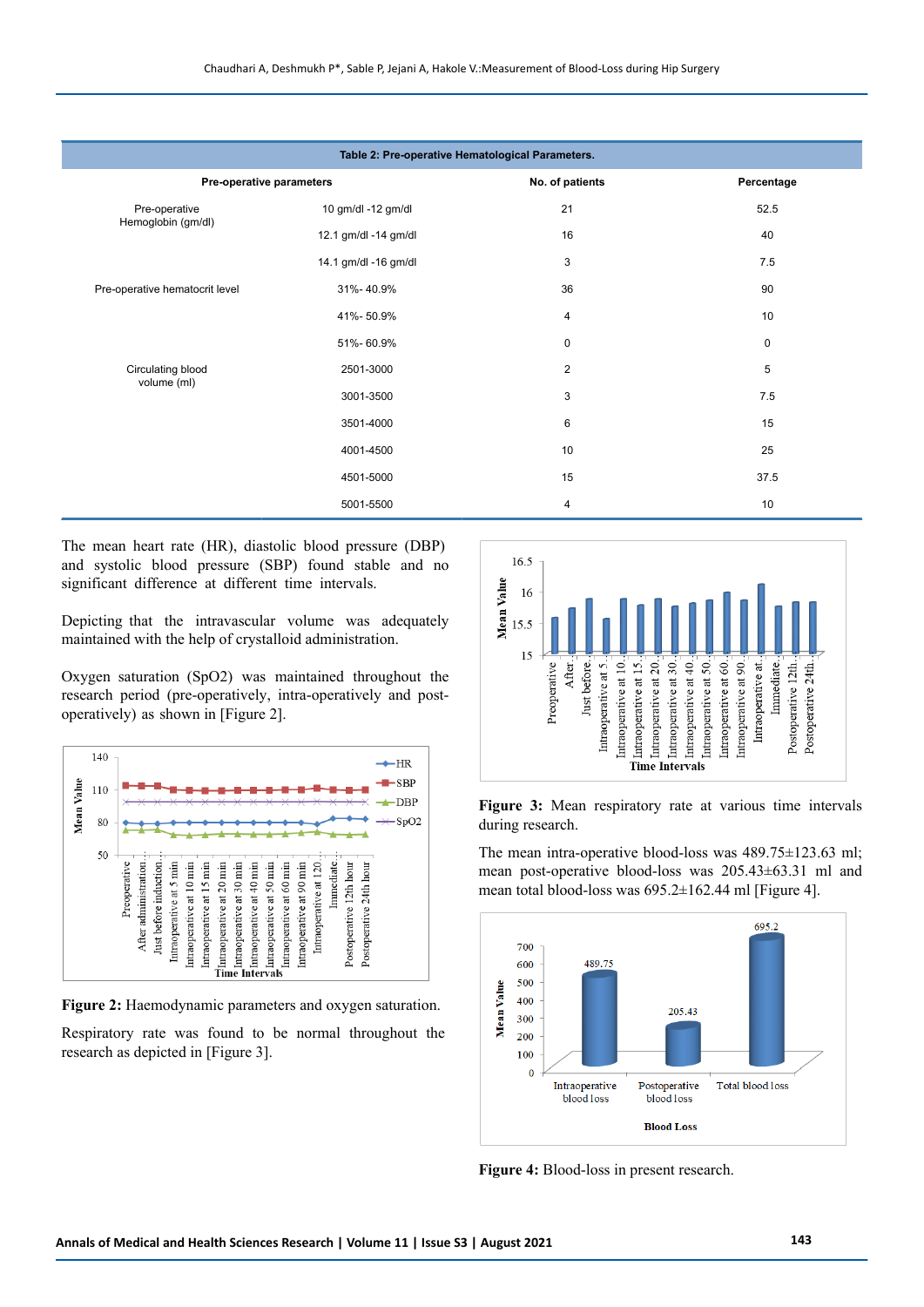**Table 2: Pre-operative Hematological Parameters.**

| Pre-operative parameters | | No. of patients | Percentage |
|---|---|---|---|
| Pre-operative Hemoglobin (gm/dl) | 10 gm/dl -12 gm/dl | 21 | 52.5 |
| | 12.1 gm/dl -14 gm/dl | 16 | 40 |
| | 14.1 gm/dl -16 gm/dl | 3 | 7.5 |
| Pre-operative hematocrit level | 31%- 40.9% | 36 | 90 |
| | 41%- 50.9% | 4 | 10 |
| | 51%- 60.9% | 0 | 0 |
| Circulating blood volume (ml) | 2501-3000 | 2 | 5 |
| | 3001-3500 | 3 | 7.5 |
| | 3501-4000 | 6 | 15 |
| | 4001-4500 | 10 | 25 |
| | 4501-5000 | 15 | 37.5 |
| | 5001-5500 | 4 | 10 |

The mean heart rate (HR), diastolic blood pressure (DBP) and systolic blood pressure (SBP) found stable and no significant difference at different time intervals.

Depicting that the intravascular volume was adequately maintained with the help of crystalloid administration.

Oxygen saturation (SpO2) was maintained throughout the research period (pre-operatively, intra-operatively and post-operatively) as shown in [Figure 2].

**Figure 2:** Haemodynamic parameters and oxygen saturation.

Respiratory rate was found to be normal throughout the research as depicted in [Figure 3].

**Figure 3:** Mean respiratory rate at various time intervals during research.

The mean intra-operative blood-loss was 489.75±123.63 ml; mean post-operative blood-loss was 205.43±63.31 ml and mean total blood-loss was 695.2±162.44 ml [Figure 4].

**Figure 4:** Blood-loss in present research.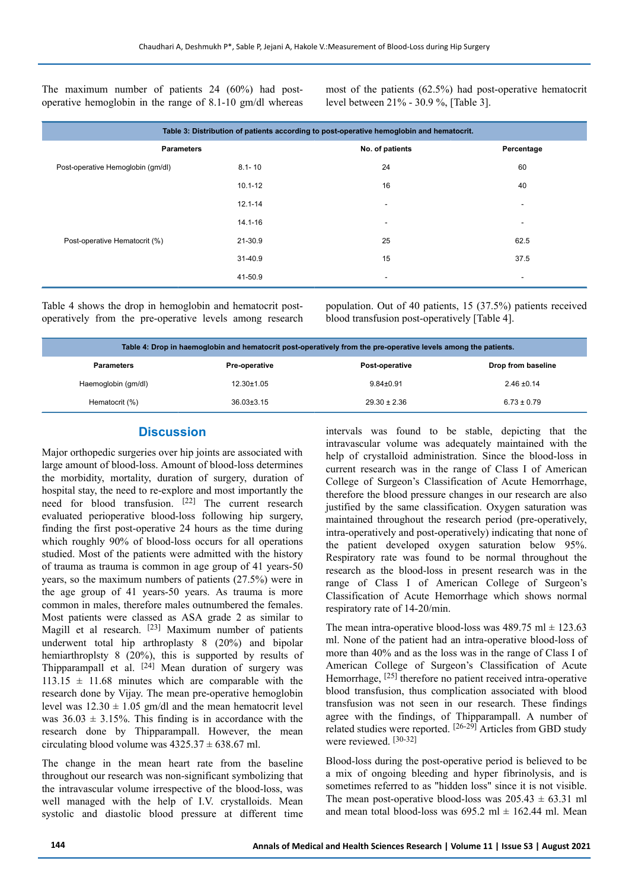The maximum number of patients 24 (60%) had post-operative hemoglobin in the range of 8.1-10 gm/dl whereas most of the patients (62.5%) had post-operative hematocrit level between 21% - 30.9 %, [Table 3].

**Table 3: Distribution of patients according to post-operative hemoglobin and hematocrit.**

| Parameters | | No. of patients | Percentage |
|---|---|---|---|
| Post-operative Hemoglobin (gm/dl) | 8.1- 10 | 24 | 60 |
| | 10.1-12 | 16 | 40 |
| | 12.1-14 | - | - |
| | 14.1-16 | - | - |
| Post-operative Hematocrit (%) | 21-30.9 | 25 | 62.5 |
| | 31-40.9 | 15 | 37.5 |
| | 41-50.9 | - | - |

Table 4 shows the drop in hemoglobin and hematocrit post-operatively from the pre-operative levels among research population. Out of 40 patients, 15 (37.5%) patients received blood transfusion post-operatively [Table 4].

**Table 4: Drop in haemoglobin and hematocrit post-operatively from the pre-operative levels among the patients.**

| Parameters | Pre-operative | Post-operative | Drop from baseline |
|---|---|---|---|
| Haemoglobin (gm/dl) | 12.30±1.05 | 9.84±0.91 | 2.46 ±0.14 |
| Hematocrit (%) | 36.03±3.15 | 29.30 ± 2.36 | 6.73 ± 0.79 |

## Discussion

Major orthopedic surgeries over hip joints are associated with large amount of blood-loss. Amount of blood-loss determines the morbidity, mortality, duration of surgery, duration of hospital stay, the need to re-explore and most importantly the need for blood transfusion. [22] The current research evaluated perioperative blood-loss following hip surgery, finding the first post-operative 24 hours as the time during which roughly 90% of blood-loss occurs for all operations studied. Most of the patients were admitted with the history of trauma as trauma is common in age group of 41 years-50 years, so the maximum numbers of patients (27.5%) were in the age group of 41 years-50 years. As trauma is more common in males, therefore males outnumbered the females. Most patients were classed as ASA grade 2 as similar to Magill et al research. [23] Maximum number of patients underwent total hip arthroplasty 8 (20%) and bipolar hemiarthroplsty 8 (20%), this is supported by results of Thipparampall et al. [24] Mean duration of surgery was 113.15 ± 11.68 minutes which are comparable with the research done by Vijay. The mean pre-operative hemoglobin level was 12.30 ± 1.05 gm/dl and the mean hematocrit level was 36.03 ± 3.15%. This finding is in accordance with the research done by Thipparampall. However, the mean circulating blood volume was 4325.37 ± 638.67 ml.

The change in the mean heart rate from the baseline throughout our research was non-significant symbolizing that the intravascular volume irrespective of the blood-loss, was well managed with the help of I.V. crystalloids. Mean systolic and diastolic blood pressure at different time intervals was found to be stable, depicting that the intravascular volume was adequately maintained with the help of crystalloid administration. Since the blood-loss in current research was in the range of Class I of American College of Surgeon's Classification of Acute Hemorrhage, therefore the blood pressure changes in our research are also justified by the same classification. Oxygen saturation was maintained throughout the research period (pre-operatively, intra-operatively and post-operatively) indicating that none of the patient developed oxygen saturation below 95%. Respiratory rate was found to be normal throughout the research as the blood-loss in present research was in the range of Class I of American College of Surgeon's Classification of Acute Hemorrhage which shows normal respiratory rate of 14-20/min.

The mean intra-operative blood-loss was 489.75 ml ± 123.63 ml. None of the patient had an intra-operative blood-loss of more than 40% and as the loss was in the range of Class I of American College of Surgeon's Classification of Acute Hemorrhage, [25] therefore no patient received intra-operative blood transfusion, thus complication associated with blood transfusion was not seen in our research. These findings agree with the findings, of Thipparampall. A number of related studies were reported. [26-29] Articles from GBD study were reviewed. [30-32]

Blood-loss during the post-operative period is believed to be a mix of ongoing bleeding and hyper fibrinolysis, and is sometimes referred to as "hidden loss" since it is not visible. The mean post-operative blood-loss was 205.43 ± 63.31 ml and mean total blood-loss was 695.2 ml ± 162.44 ml. Mean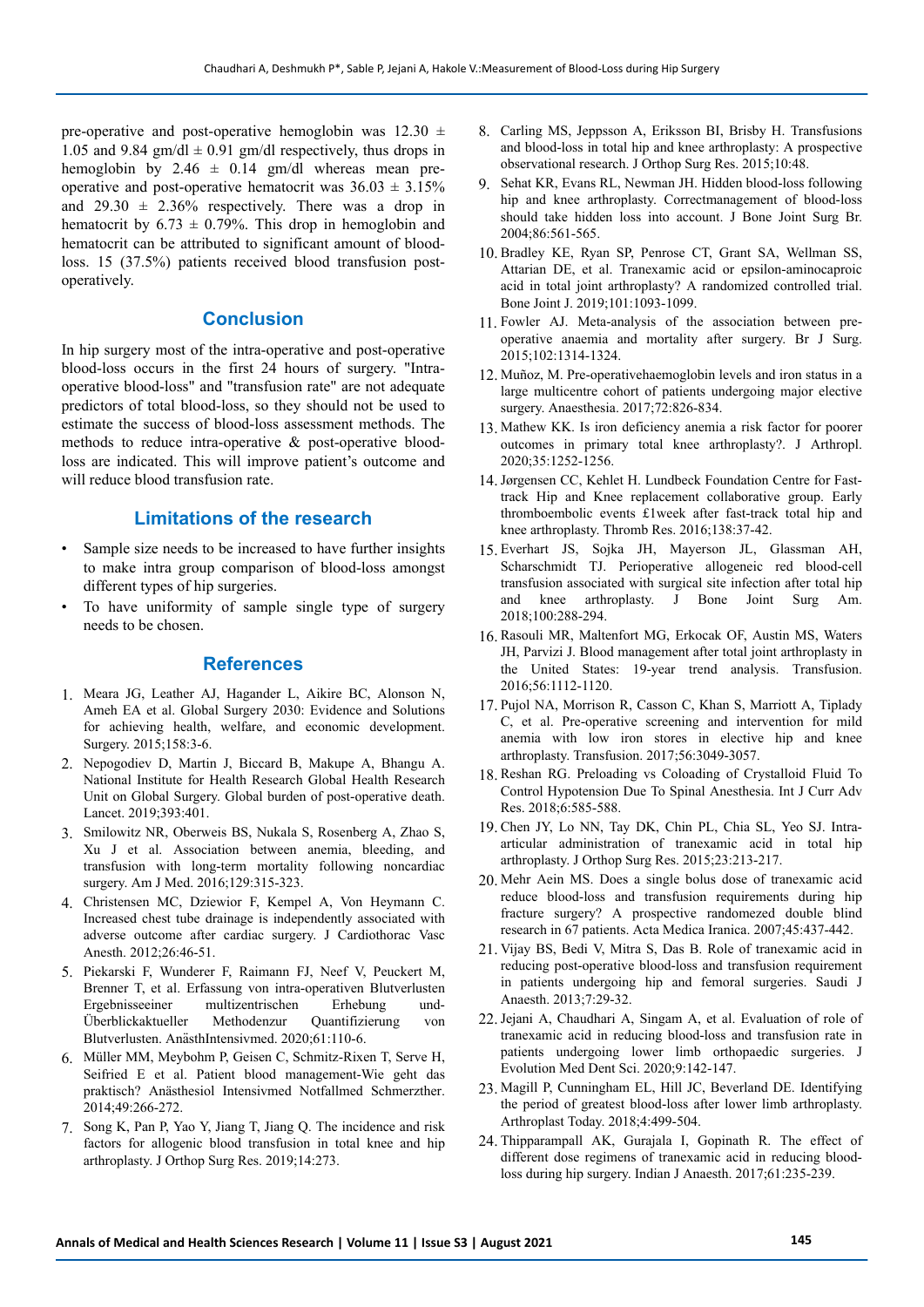pre-operative and post-operative hemoglobin was 12.30 ± 1.05 and 9.84 gm/dl ± 0.91 gm/dl respectively, thus drops in hemoglobin by 2.46 ± 0.14 gm/dl whereas mean pre-operative and post-operative hematocrit was 36.03 ± 3.15% and 29.30 ± 2.36% respectively. There was a drop in hematocrit by 6.73 ± 0.79%. This drop in hemoglobin and hematocrit can be attributed to significant amount of blood-loss. 15 (37.5%) patients received blood transfusion post-operatively.

## Conclusion

In hip surgery most of the intra-operative and post-operative blood-loss occurs in the first 24 hours of surgery. "Intra-operative blood-loss" and "transfusion rate" are not adequate predictors of total blood-loss, so they should not be used to estimate the success of blood-loss assessment methods. The methods to reduce intra-operative & post-operative blood-loss are indicated. This will improve patient's outcome and will reduce blood transfusion rate.

## Limitations of the research

- Sample size needs to be increased to have further insights to make intra group comparison of blood-loss amongst different types of hip surgeries.
- To have uniformity of sample single type of surgery needs to be chosen.

## References

1. Meara JG, Leather AJ, Hagander L, Aikire BC, Alonson N, Ameh EA et al. Global Surgery 2030: Evidence and Solutions for achieving health, welfare, and economic development. Surgery. 2015;158:3-6.
2. Nepogodiev D, Martin J, Biccard B, Makupe A, Bhangu A. National Institute for Health Research Global Health Research Unit on Global Surgery. Global burden of post-operative death. Lancet. 2019;393:401.
3. Smilowitz NR, Oberweis BS, Nukala S, Rosenberg A, Zhao S, Xu J et al. Association between anemia, bleeding, and transfusion with long-term mortality following noncardiac surgery. Am J Med. 2016;129:315-323.
4. Christensen MC, Dziewior F, Kempel A, Von Heymann C. Increased chest tube drainage is independently associated with adverse outcome after cardiac surgery. J Cardiothorac Vasc Anesth. 2012;26:46-51.
5. Piekarski F, Wunderer F, Raimann FJ, Neef V, Peuckert M, Brenner T, et al. Erfassung von intra-operativen Blutverlusten Ergebnisseeiner multizentrischen Erhebung und-Überblickaktueller Methodenzur Quantifizierung von Blutverlusten. AnästhIntensivmed. 2020;61:110-6.
6. Müller MM, Meybohm P, Geisen C, Schmitz-Rixen T, Serve H, Seifried E et al. Patient blood management-Wie geht das praktisch? Anästhesiol Intensivmed Notfallmed Schmerzther. 2014;49:266-272.
7. Song K, Pan P, Yao Y, Jiang T, Jiang Q. The incidence and risk factors for allogenic blood transfusion in total knee and hip arthroplasty. J Orthop Surg Res. 2019;14:273.
8. Carling MS, Jeppsson A, Eriksson BI, Brisby H. Transfusions and blood-loss in total hip and knee arthroplasty: A prospective observational research. J Orthop Surg Res. 2015;10:48.
9. Sehat KR, Evans RL, Newman JH. Hidden blood-loss following hip and knee arthroplasty. Correctmanagement of blood-loss should take hidden loss into account. J Bone Joint Surg Br. 2004;86:561-565.
10. Bradley KE, Ryan SP, Penrose CT, Grant SA, Wellman SS, Attarian DE, et al. Tranexamic acid or epsilon-aminocaproic acid in total joint arthroplasty? A randomized controlled trial. Bone Joint J. 2019;101:1093-1099.
11. Fowler AJ. Meta-analysis of the association between pre-operative anaemia and mortality after surgery. Br J Surg. 2015;102:1314-1324.
12. Muñoz, M. Pre-operativehaemoglobin levels and iron status in a large multicentre cohort of patients undergoing major elective surgery. Anaesthesia. 2017;72:826-834.
13. Mathew KK. Is iron deficiency anemia a risk factor for poorer outcomes in primary total knee arthroplasty?. J Arthropl. 2020;35:1252-1256.
14. Jørgensen CC, Kehlet H. Lundbeck Foundation Centre for Fast-track Hip and Knee replacement collaborative group. Early thromboembolic events £1week after fast-track total hip and knee arthroplasty. Thromb Res. 2016;138:37-42.
15. Everhart JS, Sojka JH, Mayerson JL, Glassman AH, Scharschmidt TJ. Perioperative allogeneic red blood-cell transfusion associated with surgical site infection after total hip and knee arthroplasty. J Bone Joint Surg Am. 2018;100:288-294.
16. Rasouli MR, Maltenfort MG, Erkocak OF, Austin MS, Waters JH, Parvizi J. Blood management after total joint arthroplasty in the United States: 19-year trend analysis. Transfusion. 2016;56:1112-1120.
17. Pujol NA, Morrison R, Casson C, Khan S, Marriott A, Tiplady C, et al. Pre-operative screening and intervention for mild anemia with low iron stores in elective hip and knee arthroplasty. Transfusion. 2017;56:3049-3057.
18. Reshan RG. Preloading vs Coloading of Crystalloid Fluid To Control Hypotension Due To Spinal Anesthesia. Int J Curr Adv Res. 2018;6:585-588.
19. Chen JY, Lo NN, Tay DK, Chin PL, Chia SL, Yeo SJ. Intra-articular administration of tranexamic acid in total hip arthroplasty. J Orthop Surg Res. 2015;23:213-217.
20. Mehr Aein MS. Does a single bolus dose of tranexamic acid reduce blood-loss and transfusion requirements during hip fracture surgery? A prospective randomezed double blind research in 67 patients. Acta Medica Iranica. 2007;45:437-442.
21. Vijay BS, Bedi V, Mitra S, Das B. Role of tranexamic acid in reducing post-operative blood-loss and transfusion requirement in patients undergoing hip and femoral surgeries. Saudi J Anaesth. 2013;7:29-32.
22. Jejani A, Chaudhari A, Singam A, et al. Evaluation of role of tranexamic acid in reducing blood-loss and transfusion rate in patients undergoing lower limb orthopaedic surgeries. J Evolution Med Dent Sci. 2020;9:142-147.
23. Magill P, Cunningham EL, Hill JC, Beverland DE. Identifying the period of greatest blood-loss after lower limb arthroplasty. Arthroplast Today. 2018;4:499-504.
24. Thipparampall AK, Gurajala I, Gopinath R. The effect of different dose regimens of tranexamic acid in reducing blood-loss during hip surgery. Indian J Anaesth. 2017;61:235-239.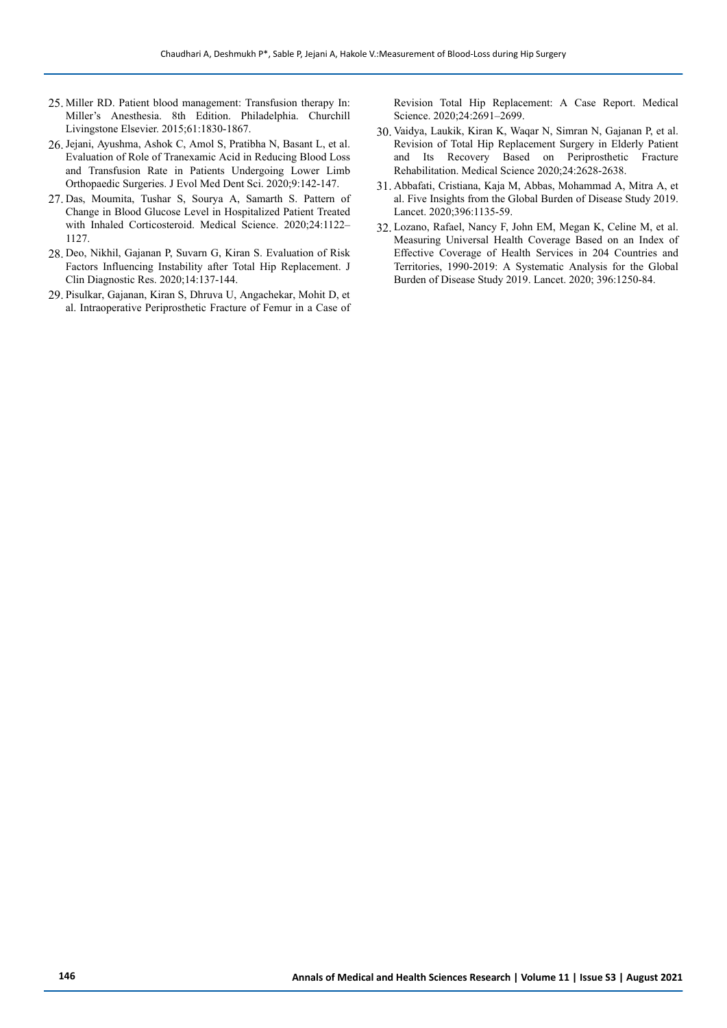25. Miller RD. Patient blood management: Transfusion therapy In: Miller's Anesthesia. 8th Edition. Philadelphia. Churchill Livingstone Elsevier. 2015;61:1830-1867.
26. Jejani, Ayushma, Ashok C, Amol S, Pratibha N, Basant L, et al. Evaluation of Role of Tranexamic Acid in Reducing Blood Loss and Transfusion Rate in Patients Undergoing Lower Limb Orthopaedic Surgeries. J Evol Med Dent Sci. 2020;9:142-147.
27. Das, Moumita, Tushar S, Sourya A, Samarth S. Pattern of Change in Blood Glucose Level in Hospitalized Patient Treated with Inhaled Corticosteroid. Medical Science. 2020;24:1122–1127.
28. Deo, Nikhil, Gajanan P, Suvarn G, Kiran S. Evaluation of Risk Factors Influencing Instability after Total Hip Replacement. J Clin Diagnostic Res. 2020;14:137-144.
29. Pisulkar, Gajanan, Kiran S, Dhruva U, Angachekar, Mohit D, et al. Intraoperative Periprosthetic Fracture of Femur in a Case of Revision Total Hip Replacement: A Case Report. Medical Science. 2020;24:2691–2699.
30. Vaidya, Laukik, Kiran K, Waqar N, Simran N, Gajanan P, et al. Revision of Total Hip Replacement Surgery in Elderly Patient and Its Recovery Based on Periprosthetic Fracture Rehabilitation. Medical Science 2020;24:2628-2638.
31. Abbafati, Cristiana, Kaja M, Abbas, Mohammad A, Mitra A, et al. Five Insights from the Global Burden of Disease Study 2019. Lancet. 2020;396:1135-59.
32. Lozano, Rafael, Nancy F, John EM, Megan K, Celine M, et al. Measuring Universal Health Coverage Based on an Index of Effective Coverage of Health Services in 204 Countries and Territories, 1990-2019: A Systematic Analysis for the Global Burden of Disease Study 2019. Lancet. 2020; 396:1250-84.